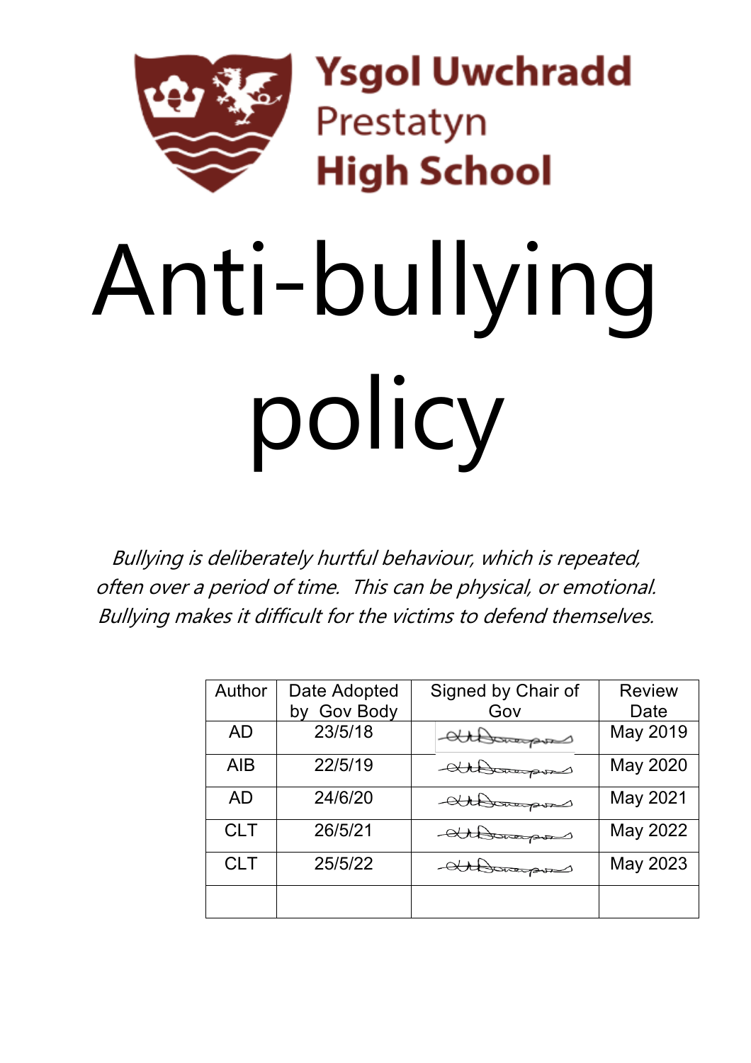**Ysgol Uwchradd Prestatyn High School**

# Anti-bullying policy

*Bullying is deliberately hurtful behaviour, which is repeated, often over a period of time. This can be physical, or emotional. Bullying makes it difficult for the victims to defend themselves.*

| Author | Date Adopted by Gov Body | Signed by Chair of Gov | Review Date |
|---|---|---|---|
| AD | 23/5/18 | | May 2019 |
| AIB | 22/5/19 | | May 2020 |
| AD | 24/6/20 | | May 2021 |
| CLT | 26/5/21 | | May 2022 |
| CLT | 25/5/22 | | May 2023 |
| | | | |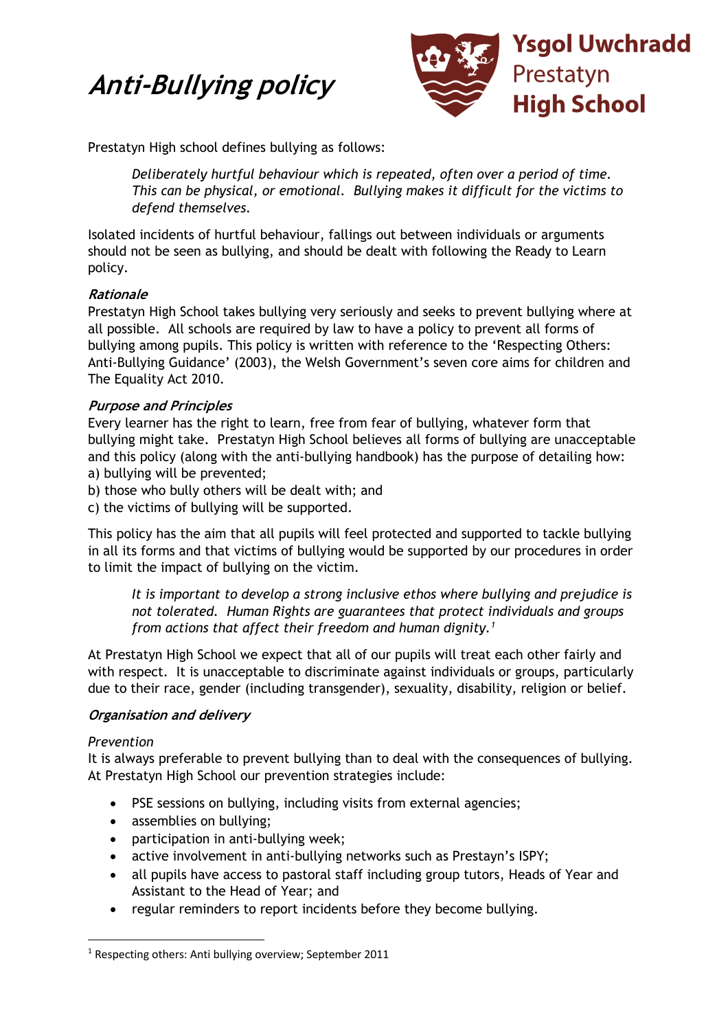# *Anti-Bullying policy*

**Ysgol Uwchradd** Prestatyn **High School**

Prestatyn High school defines bullying as follows:

> *Deliberately hurtful behaviour which is repeated, often over a period of time. This can be physical, or emotional. Bullying makes it difficult for the victims to defend themselves.*

Isolated incidents of hurtful behaviour, fallings out between individuals or arguments should not be seen as bullying, and should be dealt with following the Ready to Learn policy.

### *Rationale*

Prestatyn High School takes bullying very seriously and seeks to prevent bullying where at all possible. All schools are required by law to have a policy to prevent all forms of bullying among pupils. This policy is written with reference to the 'Respecting Others: Anti-Bullying Guidance' (2003), the Welsh Government's seven core aims for children and The Equality Act 2010.

### *Purpose and Principles*

Every learner has the right to learn, free from fear of bullying, whatever form that bullying might take. Prestatyn High School believes all forms of bullying are unacceptable and this policy (along with the anti-bullying handbook) has the purpose of detailing how:
a) bullying will be prevented;
b) those who bully others will be dealt with; and
c) the victims of bullying will be supported.

This policy has the aim that all pupils will feel protected and supported to tackle bullying in all its forms and that victims of bullying would be supported by our procedures in order to limit the impact of bullying on the victim.

> *It is important to develop a strong inclusive ethos where bullying and prejudice is not tolerated. Human Rights are guarantees that protect individuals and groups from actions that affect their freedom and human dignity.*[1]

At Prestatyn High School we expect that all of our pupils will treat each other fairly and with respect. It is unacceptable to discriminate against individuals or groups, particularly due to their race, gender (including transgender), sexuality, disability, religion or belief.

### *Organisation and delivery*

*Prevention*

It is always preferable to prevent bullying than to deal with the consequences of bullying. At Prestatyn High School our prevention strategies include:

- PSE sessions on bullying, including visits from external agencies;
- assemblies on bullying;
- participation in anti-bullying week;
- active involvement in anti-bullying networks such as Prestayn's ISPY;
- all pupils have access to pastoral staff including group tutors, Heads of Year and Assistant to the Head of Year; and
- regular reminders to report incidents before they become bullying.

[1] Respecting others: Anti bullying overview; September 2011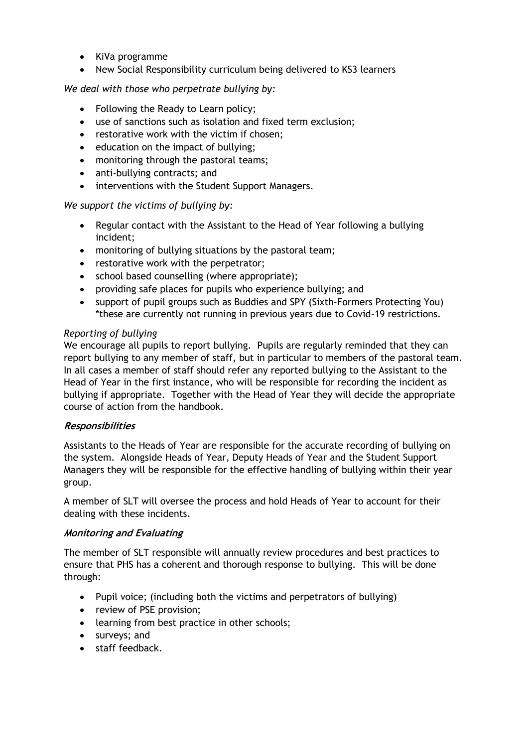- KiVa programme
- New Social Responsibility curriculum being delivered to KS3 learners

*We deal with those who perpetrate bullying by:*

- Following the Ready to Learn policy;
- use of sanctions such as isolation and fixed term exclusion;
- restorative work with the victim if chosen;
- education on the impact of bullying;
- monitoring through the pastoral teams;
- anti-bullying contracts; and
- interventions with the Student Support Managers.

*We support the victims of bullying by:*

- Regular contact with the Assistant to the Head of Year following a bullying incident;
- monitoring of bullying situations by the pastoral team;
- restorative work with the perpetrator;
- school based counselling (where appropriate);
- providing safe places for pupils who experience bullying; and
- support of pupil groups such as Buddies and SPY (Sixth-Formers Protecting You) *these are currently not running in previous years due to Covid-19 restrictions.

*Reporting of bullying*

We encourage all pupils to report bullying. Pupils are regularly reminded that they can report bullying to any member of staff, but in particular to members of the pastoral team. In all cases a member of staff should refer any reported bullying to the Assistant to the Head of Year in the first instance, who will be responsible for recording the incident as bullying if appropriate. Together with the Head of Year they will decide the appropriate course of action from the handbook.

***Responsibilities***

Assistants to the Heads of Year are responsible for the accurate recording of bullying on the system. Alongside Heads of Year, Deputy Heads of Year and the Student Support Managers they will be responsible for the effective handling of bullying within their year group.

A member of SLT will oversee the process and hold Heads of Year to account for their dealing with these incidents.

***Monitoring and Evaluating***

The member of SLT responsible will annually review procedures and best practices to ensure that PHS has a coherent and thorough response to bullying. This will be done through:

- Pupil voice; (including both the victims and perpetrators of bullying)
- review of PSE provision;
- learning from best practice in other schools;
- surveys; and
- staff feedback.